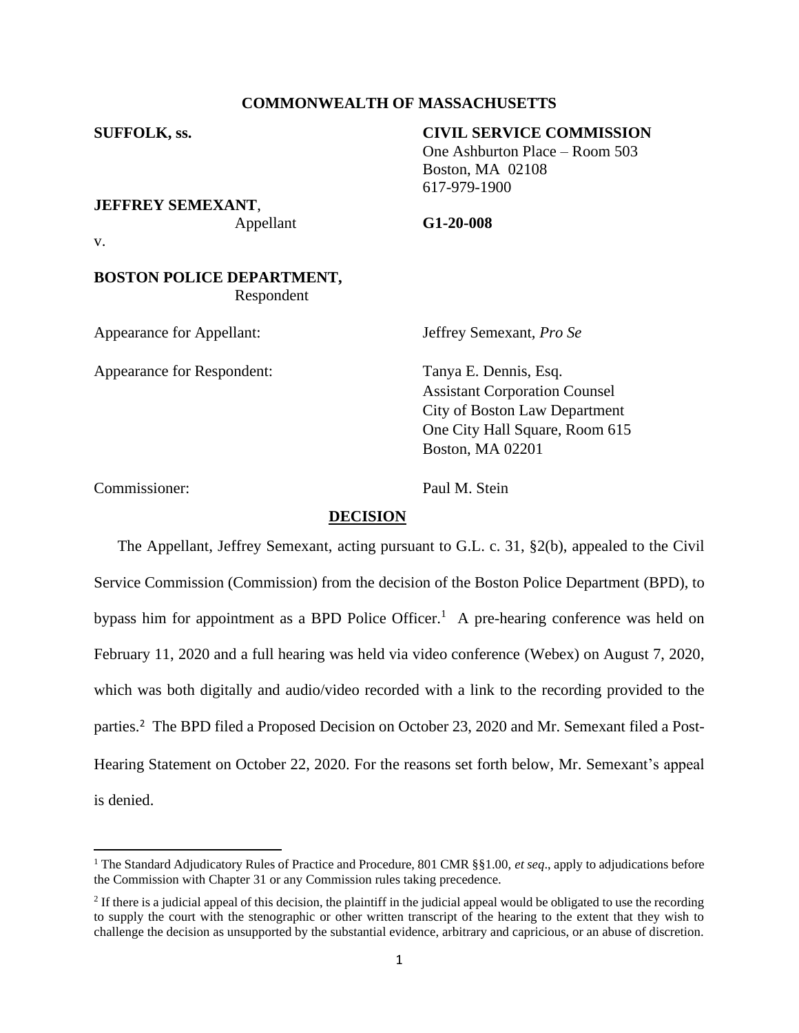**COMMONWEALTH OF MASSACHUSETTS**

**SUFFOLK, ss.**

**CIVIL SERVICE COMMISSION**
One Ashburton Place – Room 503
Boston, MA 02108
617-979-1900

**JEFFREY SEMEXANT**,
Appellant

**G1-20-008**

v.

**BOSTON POLICE DEPARTMENT,**
Respondent

Appearance for Appellant: Jeffrey Semexant, *Pro Se*

Appearance for Respondent: Tanya E. Dennis, Esq.
Assistant Corporation Counsel
City of Boston Law Department
One City Hall Square, Room 615
Boston, MA 02201

Commissioner: Paul M. Stein

## DECISION

The Appellant, Jeffrey Semexant, acting pursuant to G.L. c. 31, §2(b), appealed to the Civil Service Commission (Commission) from the decision of the Boston Police Department (BPD), to bypass him for appointment as a BPD Police Officer.[1] A pre-hearing conference was held on February 11, 2020 and a full hearing was held via video conference (Webex) on August 7, 2020, which was both digitally and audio/video recorded with a link to the recording provided to the parties.[2] The BPD filed a Proposed Decision on October 23, 2020 and Mr. Semexant filed a Post-Hearing Statement on October 22, 2020. For the reasons set forth below, Mr. Semexant's appeal is denied.

[1] The Standard Adjudicatory Rules of Practice and Procedure, 801 CMR §§1.00, *et seq*., apply to adjudications before the Commission with Chapter 31 or any Commission rules taking precedence.

[2] If there is a judicial appeal of this decision, the plaintiff in the judicial appeal would be obligated to use the recording to supply the court with the stenographic or other written transcript of the hearing to the extent that they wish to challenge the decision as unsupported by the substantial evidence, arbitrary and capricious, or an abuse of discretion.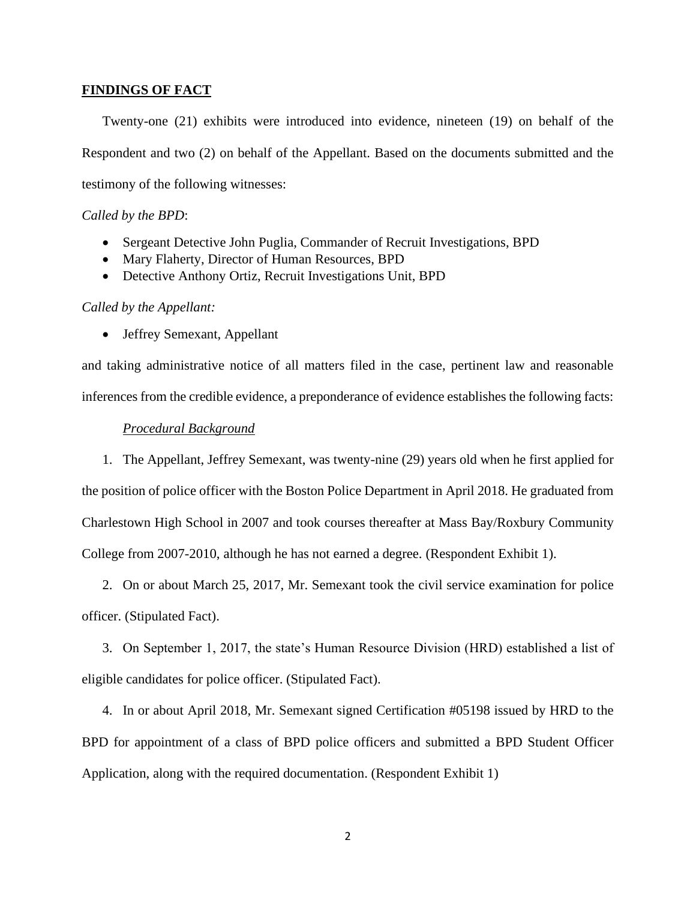## FINDINGS OF FACT

Twenty-one (21) exhibits were introduced into evidence, nineteen (19) on behalf of the Respondent and two (2) on behalf of the Appellant. Based on the documents submitted and the testimony of the following witnesses:

*Called by the BPD*:

- Sergeant Detective John Puglia, Commander of Recruit Investigations, BPD
- Mary Flaherty, Director of Human Resources, BPD
- Detective Anthony Ortiz, Recruit Investigations Unit, BPD

*Called by the Appellant:*

- Jeffrey Semexant, Appellant

and taking administrative notice of all matters filed in the case, pertinent law and reasonable inferences from the credible evidence, a preponderance of evidence establishes the following facts:

*Procedural Background*

1. The Appellant, Jeffrey Semexant, was twenty-nine (29) years old when he first applied for the position of police officer with the Boston Police Department in April 2018. He graduated from Charlestown High School in 2007 and took courses thereafter at Mass Bay/Roxbury Community College from 2007-2010, although he has not earned a degree. (Respondent Exhibit 1).

2. On or about March 25, 2017, Mr. Semexant took the civil service examination for police officer. (Stipulated Fact).

3. On September 1, 2017, the state's Human Resource Division (HRD) established a list of eligible candidates for police officer. (Stipulated Fact).

4. In or about April 2018, Mr. Semexant signed Certification #05198 issued by HRD to the BPD for appointment of a class of BPD police officers and submitted a BPD Student Officer Application, along with the required documentation. (Respondent Exhibit 1)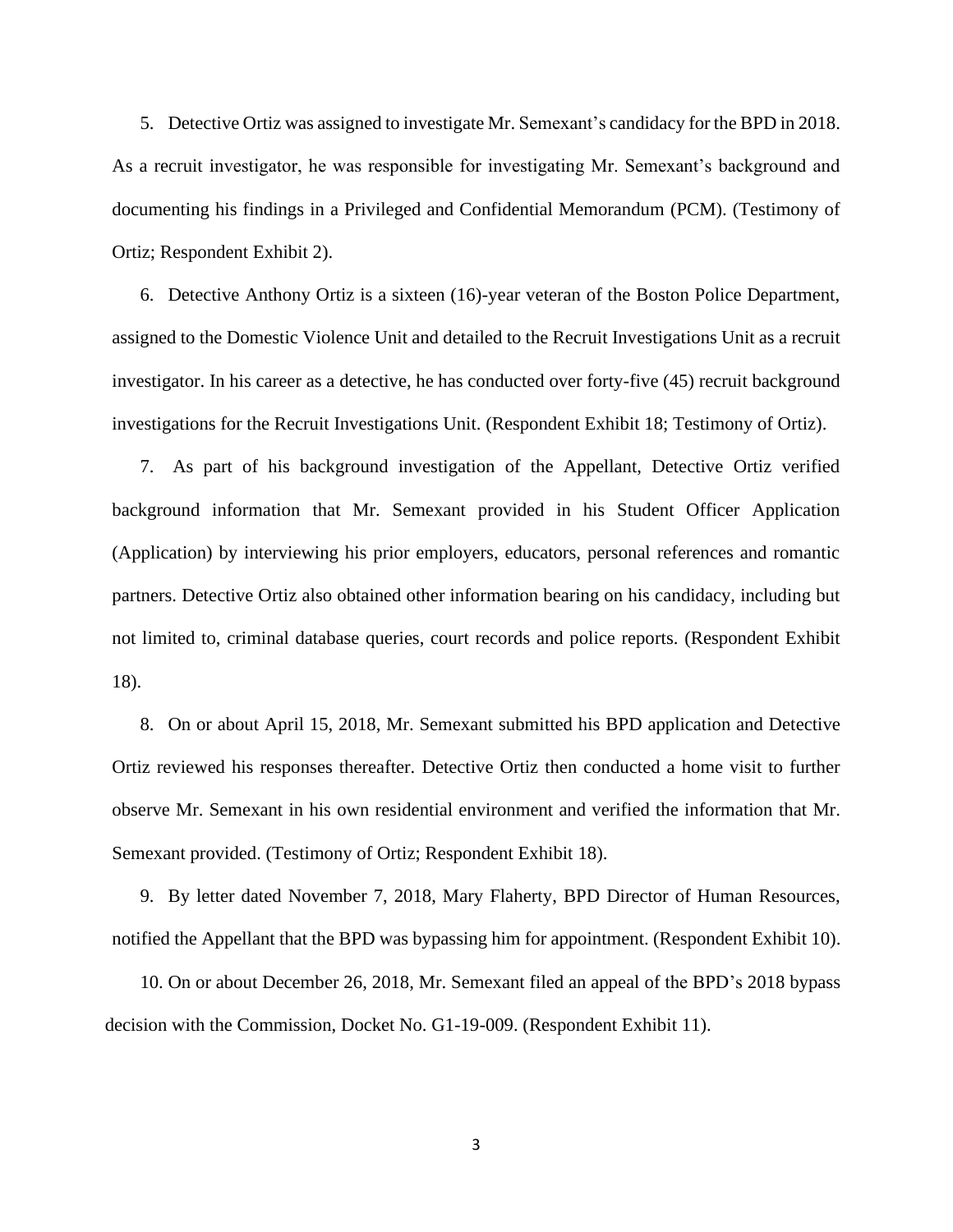5. Detective Ortiz was assigned to investigate Mr. Semexant's candidacy for the BPD in 2018. As a recruit investigator, he was responsible for investigating Mr. Semexant's background and documenting his findings in a Privileged and Confidential Memorandum (PCM). (Testimony of Ortiz; Respondent Exhibit 2).

6. Detective Anthony Ortiz is a sixteen (16)-year veteran of the Boston Police Department, assigned to the Domestic Violence Unit and detailed to the Recruit Investigations Unit as a recruit investigator. In his career as a detective, he has conducted over forty-five (45) recruit background investigations for the Recruit Investigations Unit. (Respondent Exhibit 18; Testimony of Ortiz).

7. As part of his background investigation of the Appellant, Detective Ortiz verified background information that Mr. Semexant provided in his Student Officer Application (Application) by interviewing his prior employers, educators, personal references and romantic partners. Detective Ortiz also obtained other information bearing on his candidacy, including but not limited to, criminal database queries, court records and police reports. (Respondent Exhibit 18).

8. On or about April 15, 2018, Mr. Semexant submitted his BPD application and Detective Ortiz reviewed his responses thereafter. Detective Ortiz then conducted a home visit to further observe Mr. Semexant in his own residential environment and verified the information that Mr. Semexant provided. (Testimony of Ortiz; Respondent Exhibit 18).

9. By letter dated November 7, 2018, Mary Flaherty, BPD Director of Human Resources, notified the Appellant that the BPD was bypassing him for appointment. (Respondent Exhibit 10).

10. On or about December 26, 2018, Mr. Semexant filed an appeal of the BPD's 2018 bypass decision with the Commission, Docket No. G1-19-009. (Respondent Exhibit 11).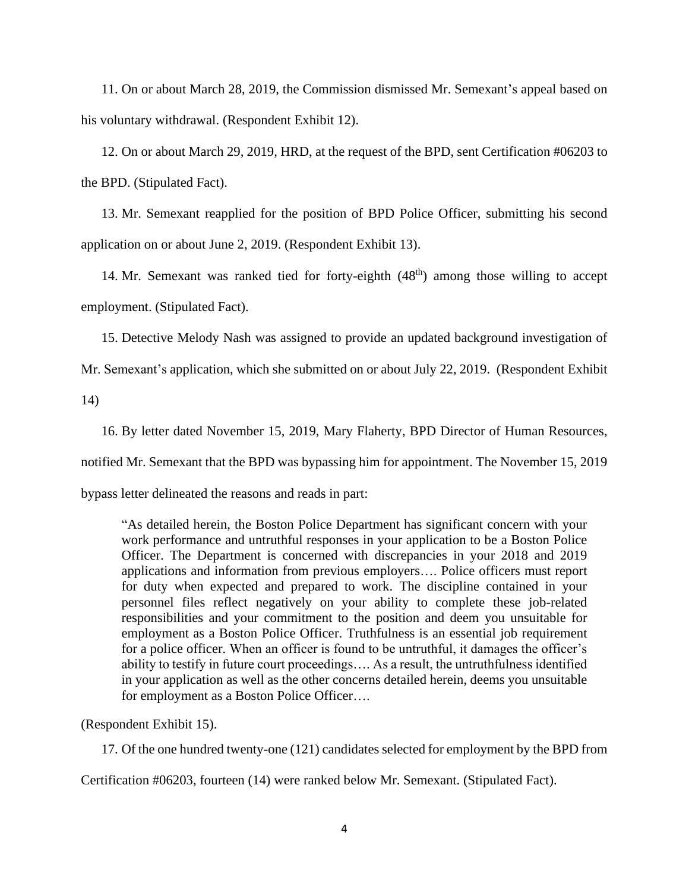11. On or about March 28, 2019, the Commission dismissed Mr. Semexant's appeal based on his voluntary withdrawal. (Respondent Exhibit 12).

12. On or about March 29, 2019, HRD, at the request of the BPD, sent Certification #06203 to the BPD. (Stipulated Fact).

13. Mr. Semexant reapplied for the position of BPD Police Officer, submitting his second application on or about June 2, 2019. (Respondent Exhibit 13).

14. Mr. Semexant was ranked tied for forty-eighth (48th) among those willing to accept employment. (Stipulated Fact).

15. Detective Melody Nash was assigned to provide an updated background investigation of Mr. Semexant's application, which she submitted on or about July 22, 2019. (Respondent Exhibit 14)

16. By letter dated November 15, 2019, Mary Flaherty, BPD Director of Human Resources, notified Mr. Semexant that the BPD was bypassing him for appointment. The November 15, 2019 bypass letter delineated the reasons and reads in part:

> "As detailed herein, the Boston Police Department has significant concern with your work performance and untruthful responses in your application to be a Boston Police Officer. The Department is concerned with discrepancies in your 2018 and 2019 applications and information from previous employers…. Police officers must report for duty when expected and prepared to work. The discipline contained in your personnel files reflect negatively on your ability to complete these job-related responsibilities and your commitment to the position and deem you unsuitable for employment as a Boston Police Officer. Truthfulness is an essential job requirement for a police officer. When an officer is found to be untruthful, it damages the officer's ability to testify in future court proceedings…. As a result, the untruthfulness identified in your application as well as the other concerns detailed herein, deems you unsuitable for employment as a Boston Police Officer….

(Respondent Exhibit 15).

17. Of the one hundred twenty-one (121) candidates selected for employment by the BPD from Certification #06203, fourteen (14) were ranked below Mr. Semexant. (Stipulated Fact).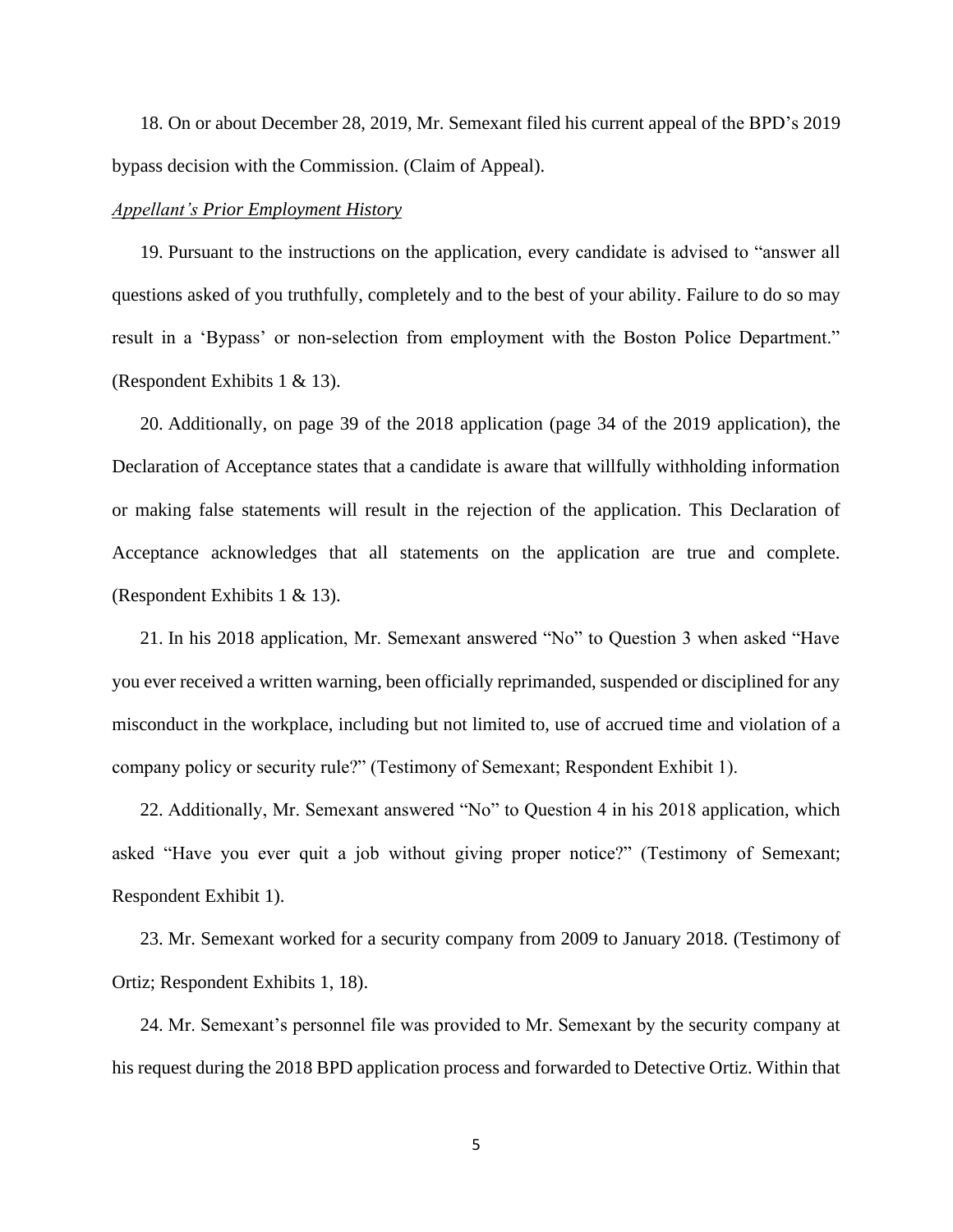18. On or about December 28, 2019, Mr. Semexant filed his current appeal of the BPD's 2019 bypass decision with the Commission. (Claim of Appeal).

*Appellant's Prior Employment History*

19. Pursuant to the instructions on the application, every candidate is advised to "answer all questions asked of you truthfully, completely and to the best of your ability. Failure to do so may result in a 'Bypass' or non-selection from employment with the Boston Police Department." (Respondent Exhibits 1 & 13).

20. Additionally, on page 39 of the 2018 application (page 34 of the 2019 application), the Declaration of Acceptance states that a candidate is aware that willfully withholding information or making false statements will result in the rejection of the application. This Declaration of Acceptance acknowledges that all statements on the application are true and complete. (Respondent Exhibits 1 & 13).

21. In his 2018 application, Mr. Semexant answered "No" to Question 3 when asked "Have you ever received a written warning, been officially reprimanded, suspended or disciplined for any misconduct in the workplace, including but not limited to, use of accrued time and violation of a company policy or security rule?" (Testimony of Semexant; Respondent Exhibit 1).

22. Additionally, Mr. Semexant answered "No" to Question 4 in his 2018 application, which asked "Have you ever quit a job without giving proper notice?" (Testimony of Semexant; Respondent Exhibit 1).

23. Mr. Semexant worked for a security company from 2009 to January 2018. (Testimony of Ortiz; Respondent Exhibits 1, 18).

24. Mr. Semexant's personnel file was provided to Mr. Semexant by the security company at his request during the 2018 BPD application process and forwarded to Detective Ortiz. Within that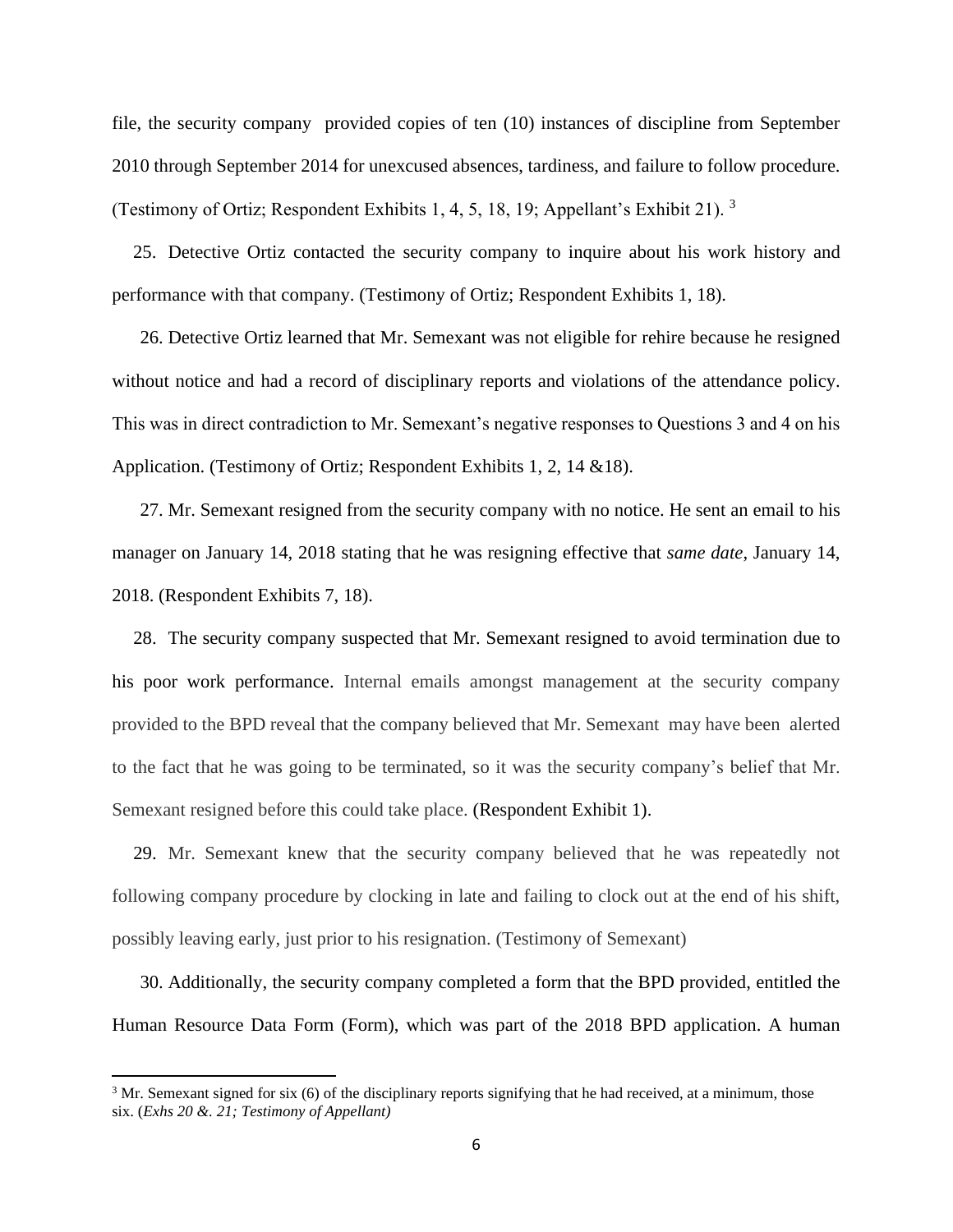file, the security company provided copies of ten (10) instances of discipline from September 2010 through September 2014 for unexcused absences, tardiness, and failure to follow procedure. (Testimony of Ortiz; Respondent Exhibits 1, 4, 5, 18, 19; Appellant's Exhibit 21). [3]

25. Detective Ortiz contacted the security company to inquire about his work history and performance with that company. (Testimony of Ortiz; Respondent Exhibits 1, 18).

26. Detective Ortiz learned that Mr. Semexant was not eligible for rehire because he resigned without notice and had a record of disciplinary reports and violations of the attendance policy. This was in direct contradiction to Mr. Semexant's negative responses to Questions 3 and 4 on his Application. (Testimony of Ortiz; Respondent Exhibits 1, 2, 14 &18).

27. Mr. Semexant resigned from the security company with no notice. He sent an email to his manager on January 14, 2018 stating that he was resigning effective that *same date*, January 14, 2018. (Respondent Exhibits 7, 18).

28. The security company suspected that Mr. Semexant resigned to avoid termination due to his poor work performance. Internal emails amongst management at the security company provided to the BPD reveal that the company believed that Mr. Semexant may have been alerted to the fact that he was going to be terminated, so it was the security company's belief that Mr. Semexant resigned before this could take place. (Respondent Exhibit 1).

29. Mr. Semexant knew that the security company believed that he was repeatedly not following company procedure by clocking in late and failing to clock out at the end of his shift, possibly leaving early, just prior to his resignation. (Testimony of Semexant)

30. Additionally, the security company completed a form that the BPD provided, entitled the Human Resource Data Form (Form), which was part of the 2018 BPD application. A human

---

[3] Mr. Semexant signed for six (6) of the disciplinary reports signifying that he had received, at a minimum, those six. (*Exhs 20 &. 21; Testimony of Appellant)*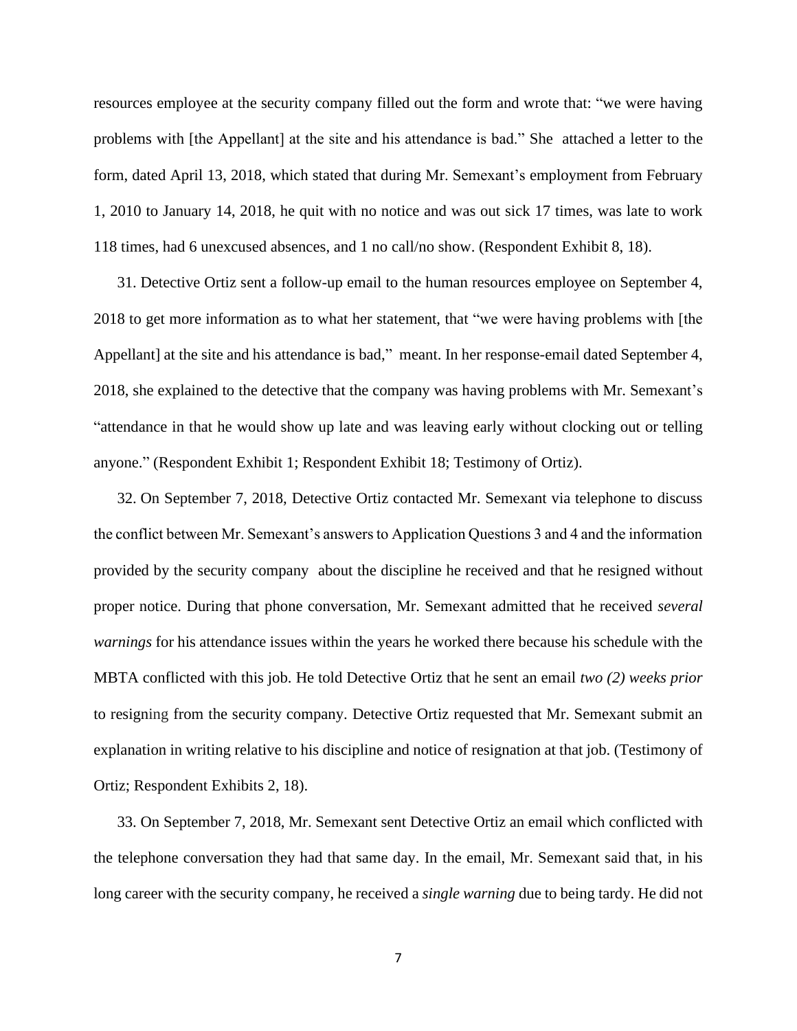resources employee at the security company filled out the form and wrote that: "we were having problems with [the Appellant] at the site and his attendance is bad." She attached a letter to the form, dated April 13, 2018, which stated that during Mr. Semexant's employment from February 1, 2010 to January 14, 2018, he quit with no notice and was out sick 17 times, was late to work 118 times, had 6 unexcused absences, and 1 no call/no show. (Respondent Exhibit 8, 18).

31. Detective Ortiz sent a follow-up email to the human resources employee on September 4, 2018 to get more information as to what her statement, that "we were having problems with [the Appellant] at the site and his attendance is bad," meant. In her response-email dated September 4, 2018, she explained to the detective that the company was having problems with Mr. Semexant's "attendance in that he would show up late and was leaving early without clocking out or telling anyone." (Respondent Exhibit 1; Respondent Exhibit 18; Testimony of Ortiz).

32. On September 7, 2018, Detective Ortiz contacted Mr. Semexant via telephone to discuss the conflict between Mr. Semexant's answers to Application Questions 3 and 4 and the information provided by the security company about the discipline he received and that he resigned without proper notice. During that phone conversation, Mr. Semexant admitted that he received *several warnings* for his attendance issues within the years he worked there because his schedule with the MBTA conflicted with this job. He told Detective Ortiz that he sent an email *two (2) weeks prior* to resigning from the security company. Detective Ortiz requested that Mr. Semexant submit an explanation in writing relative to his discipline and notice of resignation at that job. (Testimony of Ortiz; Respondent Exhibits 2, 18).

33. On September 7, 2018, Mr. Semexant sent Detective Ortiz an email which conflicted with the telephone conversation they had that same day. In the email, Mr. Semexant said that, in his long career with the security company, he received a *single warning* due to being tardy. He did not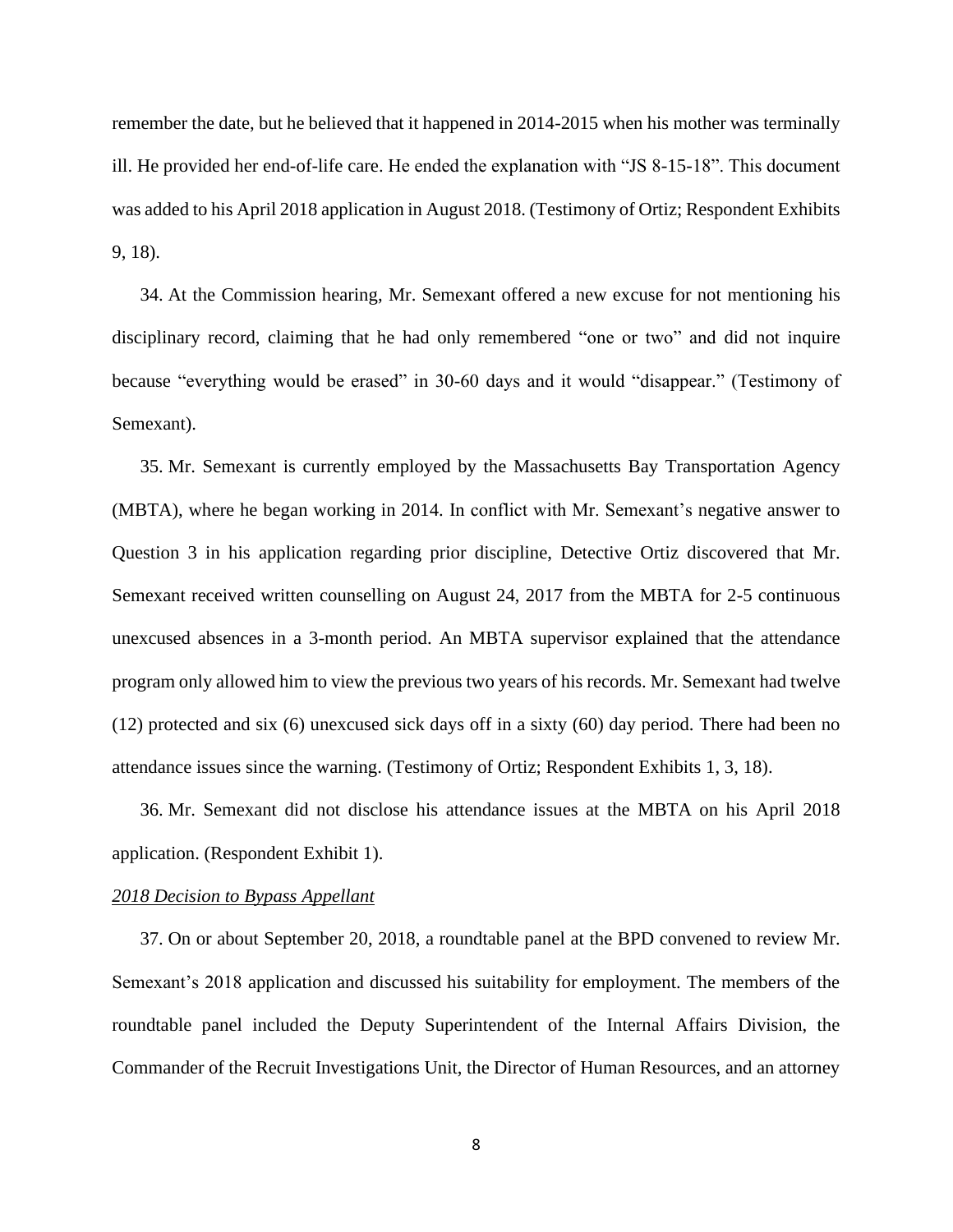remember the date, but he believed that it happened in 2014-2015 when his mother was terminally ill. He provided her end-of-life care. He ended the explanation with "JS 8-15-18". This document was added to his April 2018 application in August 2018. (Testimony of Ortiz; Respondent Exhibits 9, 18).

34. At the Commission hearing, Mr. Semexant offered a new excuse for not mentioning his disciplinary record, claiming that he had only remembered "one or two" and did not inquire because "everything would be erased" in 30-60 days and it would "disappear." (Testimony of Semexant).

35. Mr. Semexant is currently employed by the Massachusetts Bay Transportation Agency (MBTA), where he began working in 2014. In conflict with Mr. Semexant's negative answer to Question 3 in his application regarding prior discipline, Detective Ortiz discovered that Mr. Semexant received written counselling on August 24, 2017 from the MBTA for 2-5 continuous unexcused absences in a 3-month period. An MBTA supervisor explained that the attendance program only allowed him to view the previous two years of his records. Mr. Semexant had twelve (12) protected and six (6) unexcused sick days off in a sixty (60) day period. There had been no attendance issues since the warning. (Testimony of Ortiz; Respondent Exhibits 1, 3, 18).

36. Mr. Semexant did not disclose his attendance issues at the MBTA on his April 2018 application. (Respondent Exhibit 1).

*2018 Decision to Bypass Appellant*

37. On or about September 20, 2018, a roundtable panel at the BPD convened to review Mr. Semexant's 2018 application and discussed his suitability for employment. The members of the roundtable panel included the Deputy Superintendent of the Internal Affairs Division, the Commander of the Recruit Investigations Unit, the Director of Human Resources, and an attorney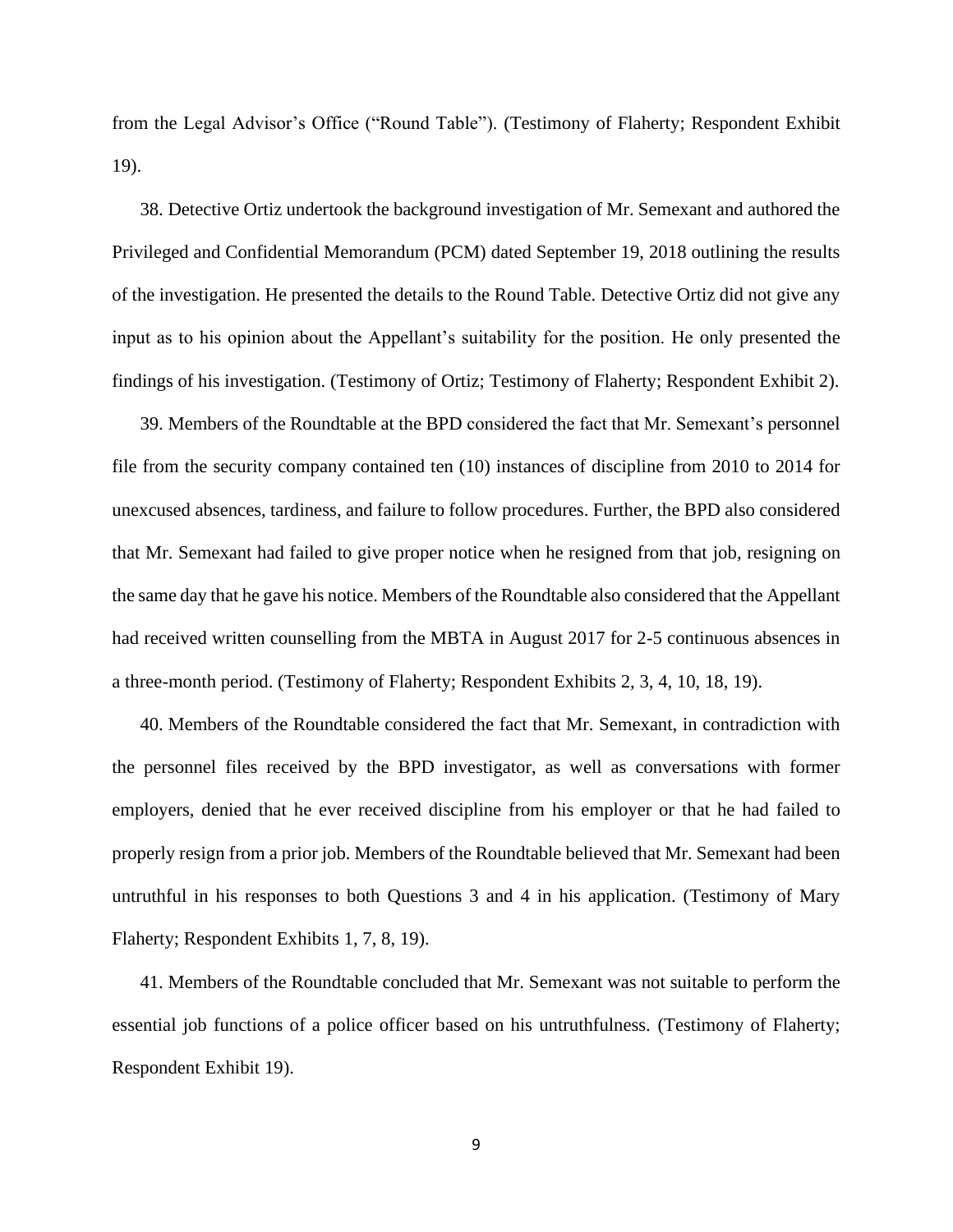from the Legal Advisor's Office ("Round Table"). (Testimony of Flaherty; Respondent Exhibit 19).

38. Detective Ortiz undertook the background investigation of Mr. Semexant and authored the Privileged and Confidential Memorandum (PCM) dated September 19, 2018 outlining the results of the investigation. He presented the details to the Round Table. Detective Ortiz did not give any input as to his opinion about the Appellant's suitability for the position. He only presented the findings of his investigation. (Testimony of Ortiz; Testimony of Flaherty; Respondent Exhibit 2).

39. Members of the Roundtable at the BPD considered the fact that Mr. Semexant's personnel file from the security company contained ten (10) instances of discipline from 2010 to 2014 for unexcused absences, tardiness, and failure to follow procedures. Further, the BPD also considered that Mr. Semexant had failed to give proper notice when he resigned from that job, resigning on the same day that he gave his notice. Members of the Roundtable also considered that the Appellant had received written counselling from the MBTA in August 2017 for 2-5 continuous absences in a three-month period. (Testimony of Flaherty; Respondent Exhibits 2, 3, 4, 10, 18, 19).

40. Members of the Roundtable considered the fact that Mr. Semexant, in contradiction with the personnel files received by the BPD investigator, as well as conversations with former employers, denied that he ever received discipline from his employer or that he had failed to properly resign from a prior job. Members of the Roundtable believed that Mr. Semexant had been untruthful in his responses to both Questions 3 and 4 in his application. (Testimony of Mary Flaherty; Respondent Exhibits 1, 7, 8, 19).

41. Members of the Roundtable concluded that Mr. Semexant was not suitable to perform the essential job functions of a police officer based on his untruthfulness. (Testimony of Flaherty; Respondent Exhibit 19).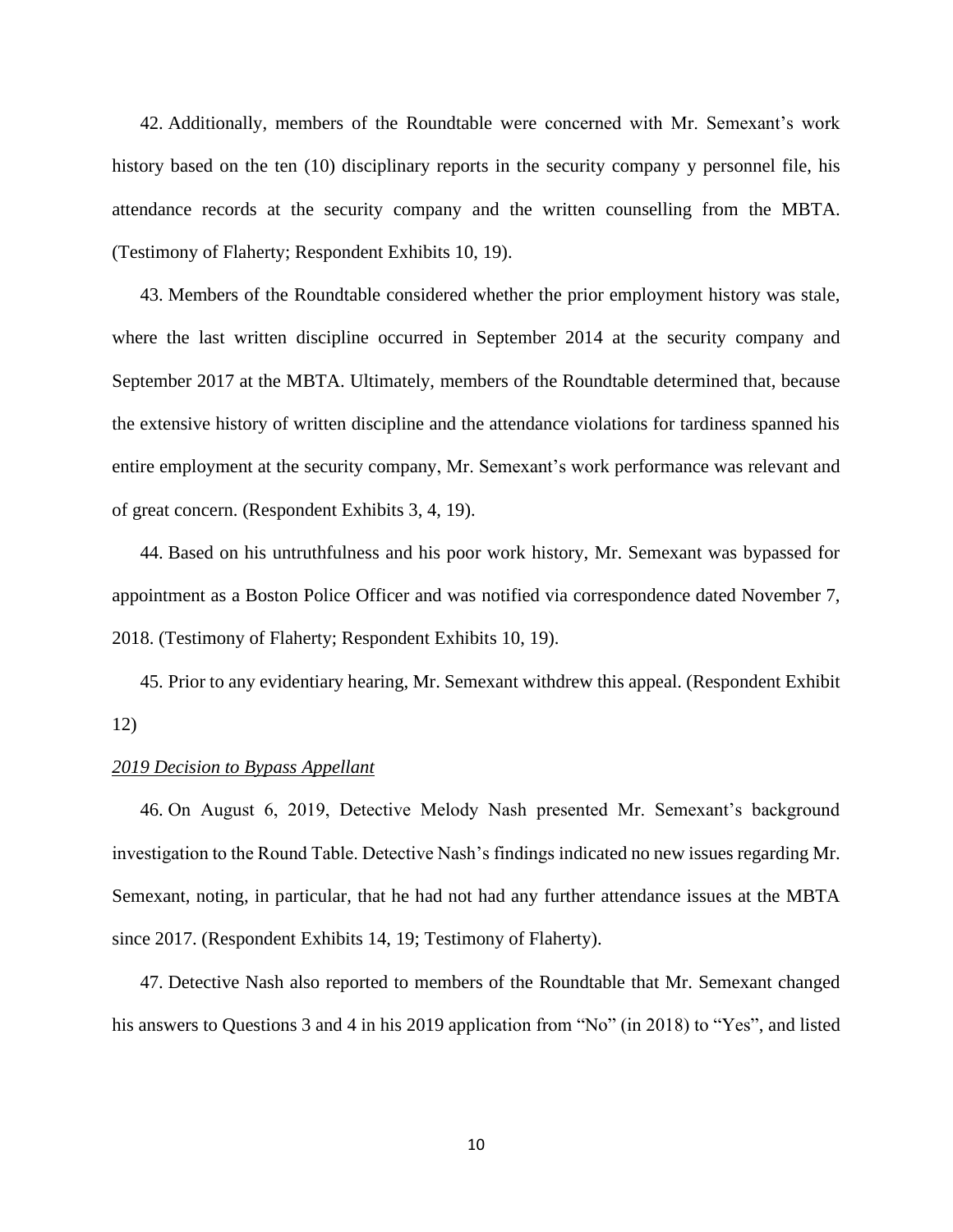42. Additionally, members of the Roundtable were concerned with Mr. Semexant's work history based on the ten (10) disciplinary reports in the security company y personnel file, his attendance records at the security company and the written counselling from the MBTA. (Testimony of Flaherty; Respondent Exhibits 10, 19).

43. Members of the Roundtable considered whether the prior employment history was stale, where the last written discipline occurred in September 2014 at the security company and September 2017 at the MBTA. Ultimately, members of the Roundtable determined that, because the extensive history of written discipline and the attendance violations for tardiness spanned his entire employment at the security company, Mr. Semexant's work performance was relevant and of great concern. (Respondent Exhibits 3, 4, 19).

44. Based on his untruthfulness and his poor work history, Mr. Semexant was bypassed for appointment as a Boston Police Officer and was notified via correspondence dated November 7, 2018. (Testimony of Flaherty; Respondent Exhibits 10, 19).

45. Prior to any evidentiary hearing, Mr. Semexant withdrew this appeal. (Respondent Exhibit 12)

*2019 Decision to Bypass Appellant*

46. On August 6, 2019, Detective Melody Nash presented Mr. Semexant's background investigation to the Round Table. Detective Nash's findings indicated no new issues regarding Mr. Semexant, noting, in particular, that he had not had any further attendance issues at the MBTA since 2017. (Respondent Exhibits 14, 19; Testimony of Flaherty).

47. Detective Nash also reported to members of the Roundtable that Mr. Semexant changed his answers to Questions 3 and 4 in his 2019 application from "No" (in 2018) to "Yes", and listed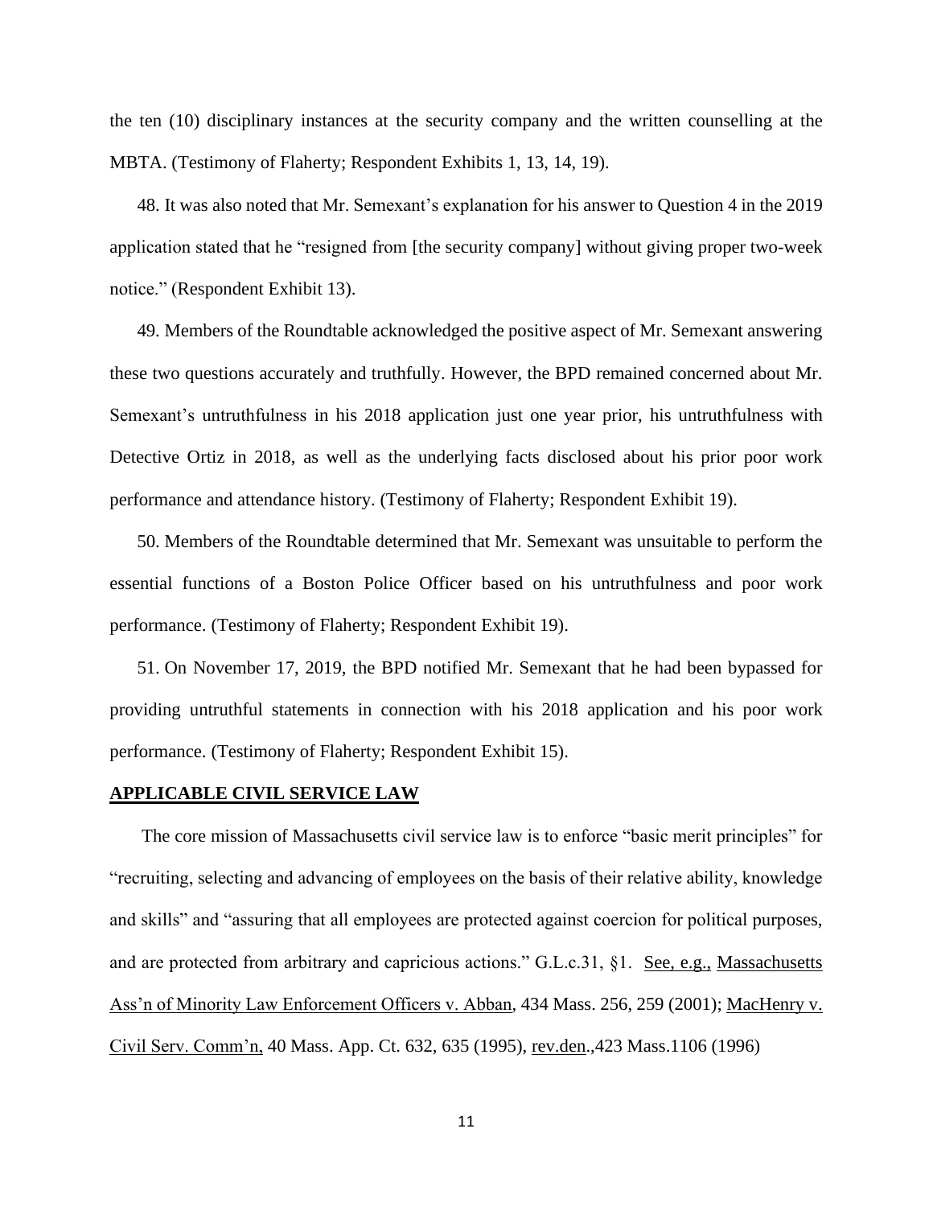the ten (10) disciplinary instances at the security company and the written counselling at the MBTA. (Testimony of Flaherty; Respondent Exhibits 1, 13, 14, 19).

48. It was also noted that Mr. Semexant's explanation for his answer to Question 4 in the 2019 application stated that he "resigned from [the security company] without giving proper two-week notice." (Respondent Exhibit 13).

49. Members of the Roundtable acknowledged the positive aspect of Mr. Semexant answering these two questions accurately and truthfully. However, the BPD remained concerned about Mr. Semexant's untruthfulness in his 2018 application just one year prior, his untruthfulness with Detective Ortiz in 2018, as well as the underlying facts disclosed about his prior poor work performance and attendance history. (Testimony of Flaherty; Respondent Exhibit 19).

50. Members of the Roundtable determined that Mr. Semexant was unsuitable to perform the essential functions of a Boston Police Officer based on his untruthfulness and poor work performance. (Testimony of Flaherty; Respondent Exhibit 19).

51. On November 17, 2019, the BPD notified Mr. Semexant that he had been bypassed for providing untruthful statements in connection with his 2018 application and his poor work performance. (Testimony of Flaherty; Respondent Exhibit 15).

## APPLICABLE CIVIL SERVICE LAW

The core mission of Massachusetts civil service law is to enforce "basic merit principles" for "recruiting, selecting and advancing of employees on the basis of their relative ability, knowledge and skills" and "assuring that all employees are protected against coercion for political purposes, and are protected from arbitrary and capricious actions." G.L.c.31, §1. See, e.g., Massachusetts Ass'n of Minority Law Enforcement Officers v. Abban, 434 Mass. 256, 259 (2001); MacHenry v. Civil Serv. Comm'n, 40 Mass. App. Ct. 632, 635 (1995), rev.den.,423 Mass.1106 (1996)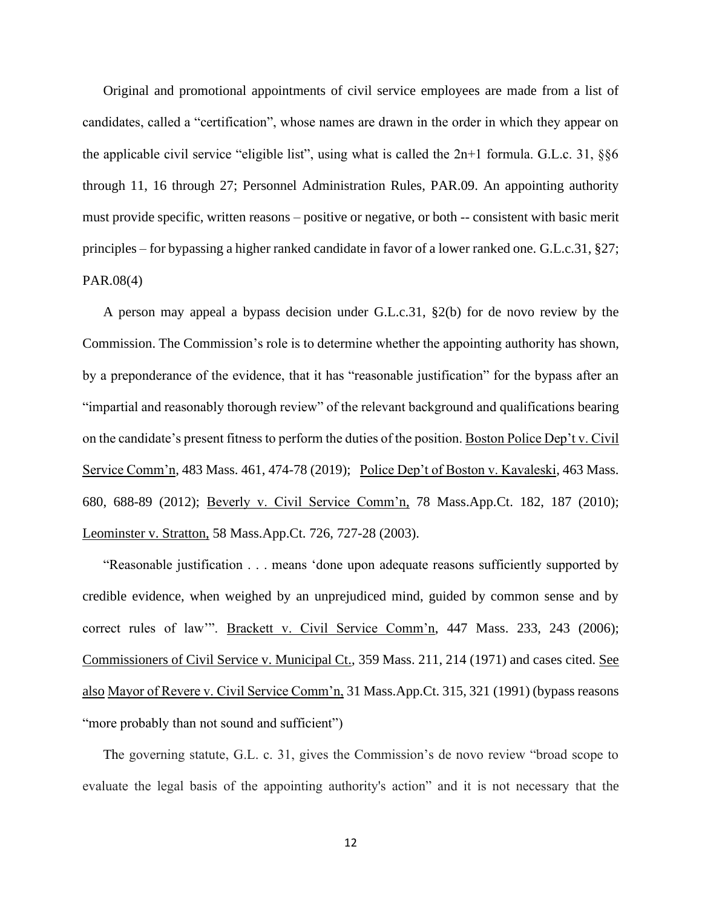Original and promotional appointments of civil service employees are made from a list of candidates, called a "certification", whose names are drawn in the order in which they appear on the applicable civil service "eligible list", using what is called the 2n+1 formula. G.L.c. 31, §§6 through 11, 16 through 27; Personnel Administration Rules, PAR.09. An appointing authority must provide specific, written reasons – positive or negative, or both -- consistent with basic merit principles – for bypassing a higher ranked candidate in favor of a lower ranked one. G.L.c.31, §27; PAR.08(4)

A person may appeal a bypass decision under G.L.c.31, §2(b) for de novo review by the Commission. The Commission's role is to determine whether the appointing authority has shown, by a preponderance of the evidence, that it has "reasonable justification" for the bypass after an "impartial and reasonably thorough review" of the relevant background and qualifications bearing on the candidate's present fitness to perform the duties of the position. Boston Police Dep't v. Civil Service Comm'n, 483 Mass. 461, 474-78 (2019); Police Dep't of Boston v. Kavaleski, 463 Mass. 680, 688-89 (2012); Beverly v. Civil Service Comm'n, 78 Mass.App.Ct. 182, 187 (2010); Leominster v. Stratton, 58 Mass.App.Ct. 726, 727-28 (2003).

"Reasonable justification . . . means 'done upon adequate reasons sufficiently supported by credible evidence, when weighed by an unprejudiced mind, guided by common sense and by correct rules of law'". Brackett v. Civil Service Comm'n, 447 Mass. 233, 243 (2006); Commissioners of Civil Service v. Municipal Ct., 359 Mass. 211, 214 (1971) and cases cited. See also Mayor of Revere v. Civil Service Comm'n, 31 Mass.App.Ct. 315, 321 (1991) (bypass reasons "more probably than not sound and sufficient")

The governing statute, G.L. c. 31, gives the Commission's de novo review "broad scope to evaluate the legal basis of the appointing authority's action" and it is not necessary that the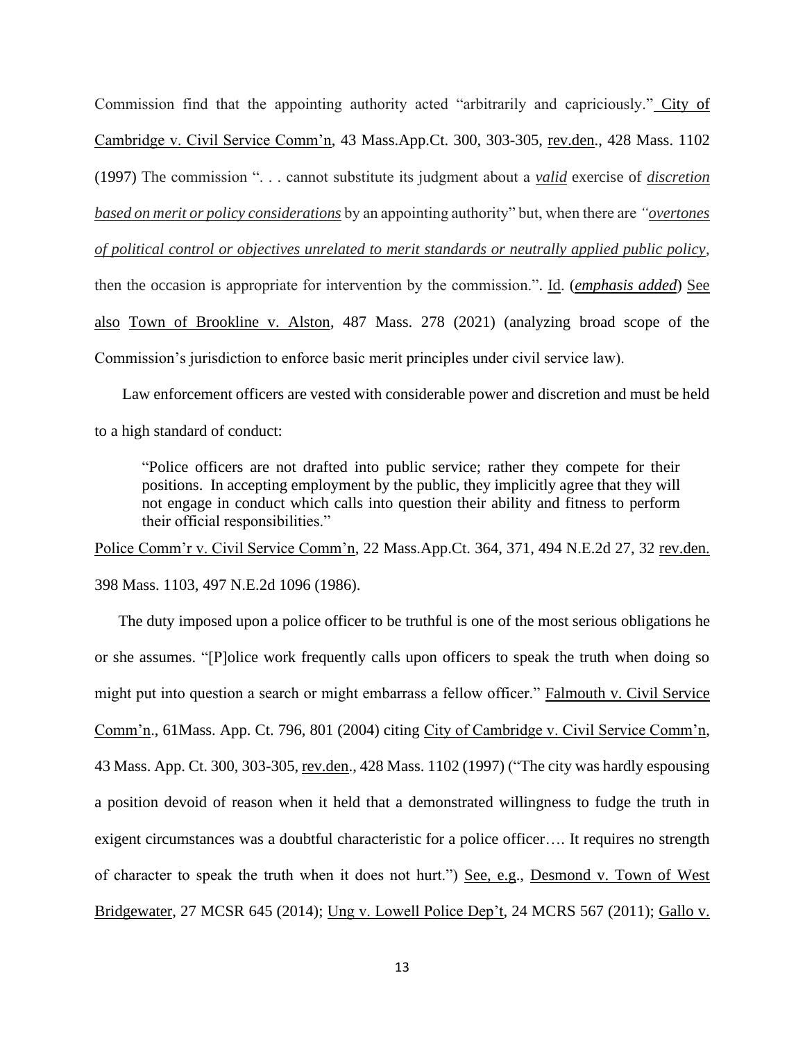Commission find that the appointing authority acted "arbitrarily and capriciously." City of Cambridge v. Civil Service Comm'n, 43 Mass.App.Ct. 300, 303-305, rev.den., 428 Mass. 1102 (1997) The commission ". . . cannot substitute its judgment about a ***valid*** exercise of ***discretion based on merit or policy considerations*** by an appointing authority" but, when there are *"overtones of political control or objectives unrelated to merit standards or neutrally applied public policy*, then the occasion is appropriate for intervention by the commission.". Id. (***emphasis added***) See also Town of Brookline v. Alston, 487 Mass. 278 (2021) (analyzing broad scope of the Commission's jurisdiction to enforce basic merit principles under civil service law).

Law enforcement officers are vested with considerable power and discretion and must be held to a high standard of conduct:

> "Police officers are not drafted into public service; rather they compete for their positions. In accepting employment by the public, they implicitly agree that they will not engage in conduct which calls into question their ability and fitness to perform their official responsibilities."

Police Comm'r v. Civil Service Comm'n, 22 Mass.App.Ct. 364, 371, 494 N.E.2d 27, 32 rev.den. 398 Mass. 1103, 497 N.E.2d 1096 (1986).

The duty imposed upon a police officer to be truthful is one of the most serious obligations he or she assumes. "[P]olice work frequently calls upon officers to speak the truth when doing so might put into question a search or might embarrass a fellow officer." Falmouth v. Civil Service Comm'n., 61Mass. App. Ct. 796, 801 (2004) citing City of Cambridge v. Civil Service Comm'n, 43 Mass. App. Ct. 300, 303-305, rev.den., 428 Mass. 1102 (1997) ("The city was hardly espousing a position devoid of reason when it held that a demonstrated willingness to fudge the truth in exigent circumstances was a doubtful characteristic for a police officer…. It requires no strength of character to speak the truth when it does not hurt.") See, e.g., Desmond v. Town of West Bridgewater, 27 MCSR 645 (2014); Ung v. Lowell Police Dep't, 24 MCRS 567 (2011); Gallo v.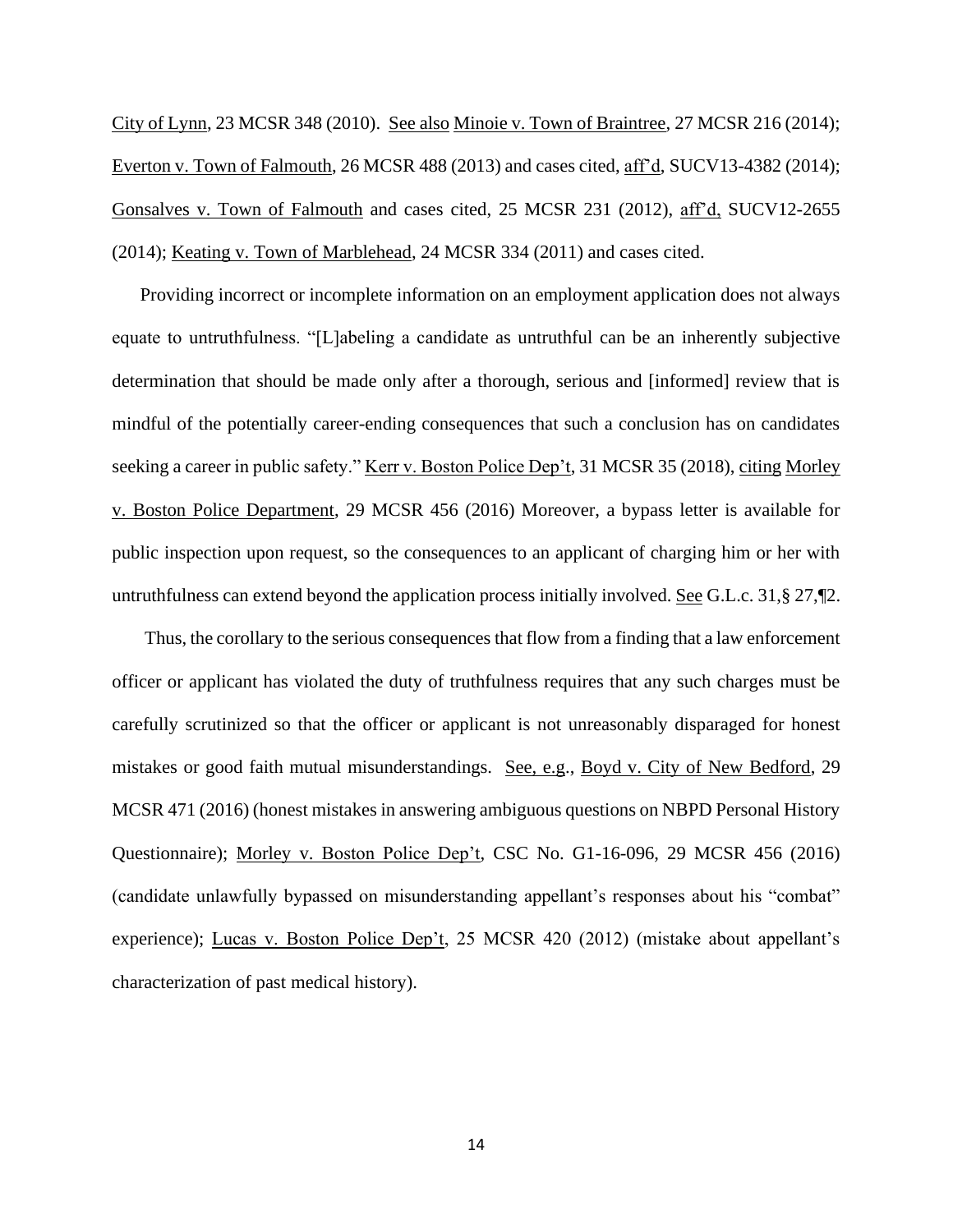City of Lynn, 23 MCSR 348 (2010). See also Minoie v. Town of Braintree, 27 MCSR 216 (2014); Everton v. Town of Falmouth, 26 MCSR 488 (2013) and cases cited, aff'd, SUCV13-4382 (2014); Gonsalves v. Town of Falmouth and cases cited, 25 MCSR 231 (2012), aff'd, SUCV12-2655 (2014); Keating v. Town of Marblehead, 24 MCSR 334 (2011) and cases cited.

Providing incorrect or incomplete information on an employment application does not always equate to untruthfulness. "[L]abeling a candidate as untruthful can be an inherently subjective determination that should be made only after a thorough, serious and [informed] review that is mindful of the potentially career-ending consequences that such a conclusion has on candidates seeking a career in public safety." Kerr v. Boston Police Dep't, 31 MCSR 35 (2018), citing Morley v. Boston Police Department, 29 MCSR 456 (2016) Moreover, a bypass letter is available for public inspection upon request, so the consequences to an applicant of charging him or her with untruthfulness can extend beyond the application process initially involved. See G.L.c. 31,§ 27,¶2.

Thus, the corollary to the serious consequences that flow from a finding that a law enforcement officer or applicant has violated the duty of truthfulness requires that any such charges must be carefully scrutinized so that the officer or applicant is not unreasonably disparaged for honest mistakes or good faith mutual misunderstandings. See, e.g., Boyd v. City of New Bedford, 29 MCSR 471 (2016) (honest mistakes in answering ambiguous questions on NBPD Personal History Questionnaire); Morley v. Boston Police Dep't, CSC No. G1-16-096, 29 MCSR 456 (2016) (candidate unlawfully bypassed on misunderstanding appellant's responses about his "combat" experience); Lucas v. Boston Police Dep't, 25 MCSR 420 (2012) (mistake about appellant's characterization of past medical history).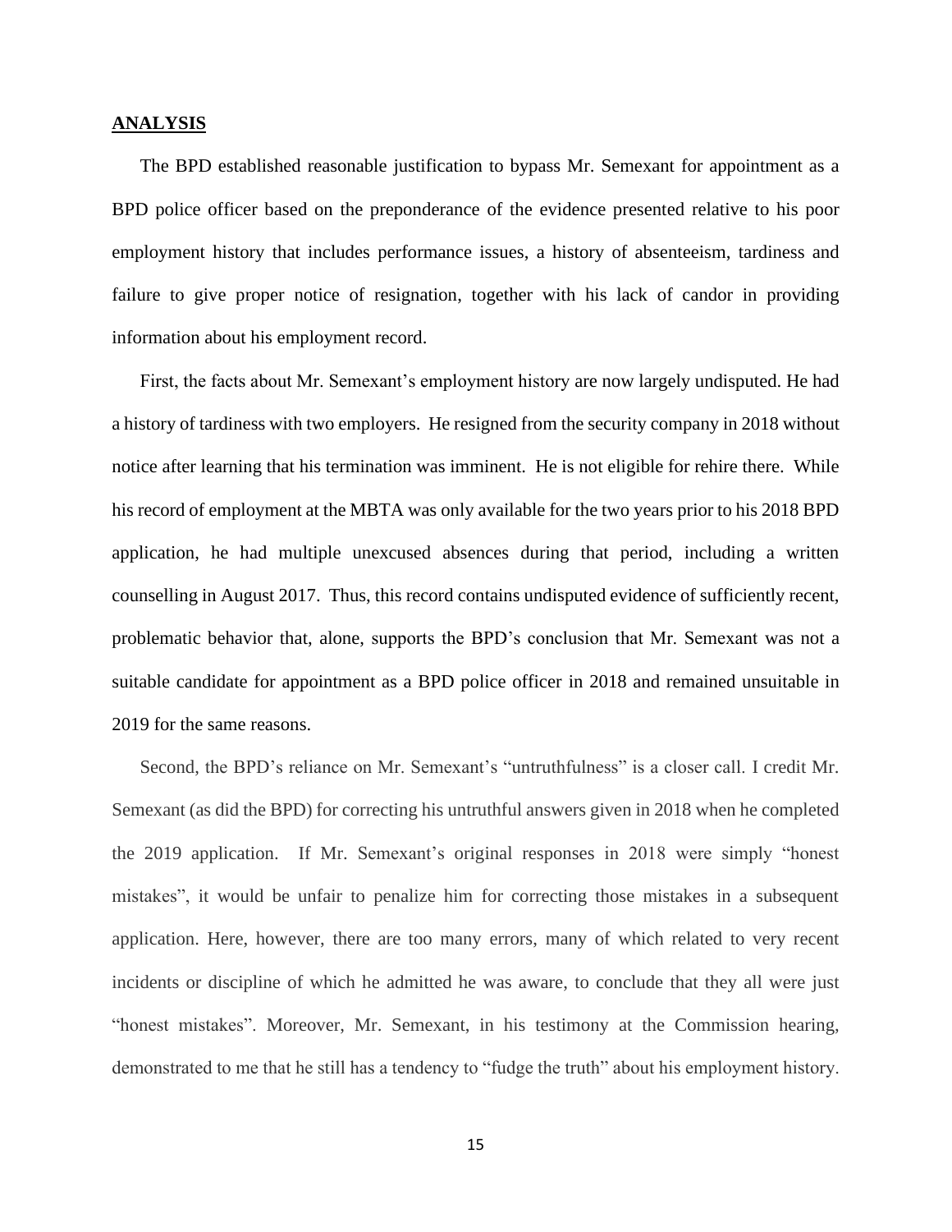## ANALYSIS

The BPD established reasonable justification to bypass Mr. Semexant for appointment as a BPD police officer based on the preponderance of the evidence presented relative to his poor employment history that includes performance issues, a history of absenteeism, tardiness and failure to give proper notice of resignation, together with his lack of candor in providing information about his employment record.

First, the facts about Mr. Semexant's employment history are now largely undisputed. He had a history of tardiness with two employers. He resigned from the security company in 2018 without notice after learning that his termination was imminent. He is not eligible for rehire there. While his record of employment at the MBTA was only available for the two years prior to his 2018 BPD application, he had multiple unexcused absences during that period, including a written counselling in August 2017. Thus, this record contains undisputed evidence of sufficiently recent, problematic behavior that, alone, supports the BPD's conclusion that Mr. Semexant was not a suitable candidate for appointment as a BPD police officer in 2018 and remained unsuitable in 2019 for the same reasons.

Second, the BPD's reliance on Mr. Semexant's "untruthfulness" is a closer call. I credit Mr. Semexant (as did the BPD) for correcting his untruthful answers given in 2018 when he completed the 2019 application. If Mr. Semexant's original responses in 2018 were simply "honest mistakes", it would be unfair to penalize him for correcting those mistakes in a subsequent application. Here, however, there are too many errors, many of which related to very recent incidents or discipline of which he admitted he was aware, to conclude that they all were just "honest mistakes". Moreover, Mr. Semexant, in his testimony at the Commission hearing, demonstrated to me that he still has a tendency to "fudge the truth" about his employment history.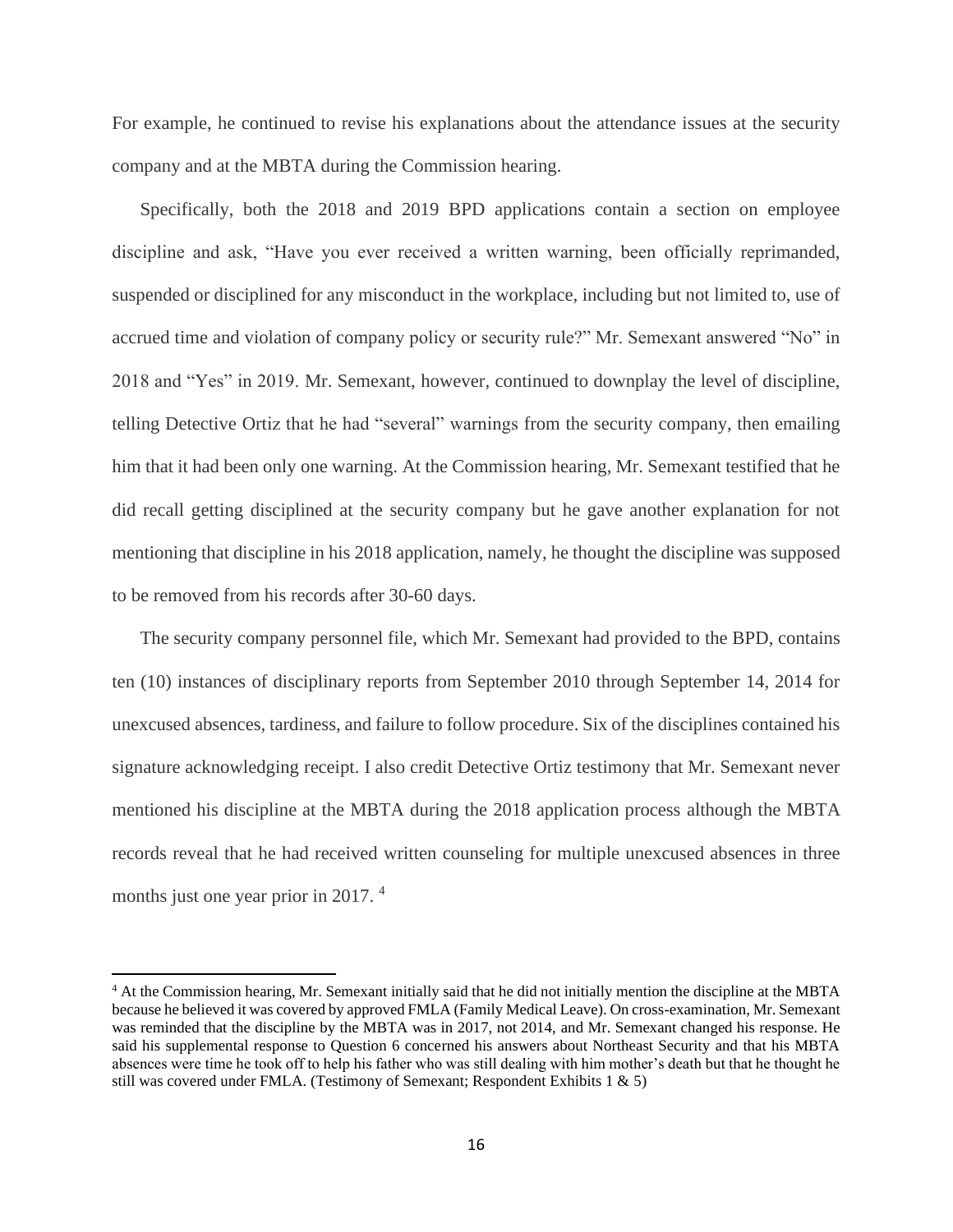For example, he continued to revise his explanations about the attendance issues at the security company and at the MBTA during the Commission hearing.

Specifically, both the 2018 and 2019 BPD applications contain a section on employee discipline and ask, "Have you ever received a written warning, been officially reprimanded, suspended or disciplined for any misconduct in the workplace, including but not limited to, use of accrued time and violation of company policy or security rule?" Mr. Semexant answered "No" in 2018 and "Yes" in 2019. Mr. Semexant, however, continued to downplay the level of discipline, telling Detective Ortiz that he had "several" warnings from the security company, then emailing him that it had been only one warning. At the Commission hearing, Mr. Semexant testified that he did recall getting disciplined at the security company but he gave another explanation for not mentioning that discipline in his 2018 application, namely, he thought the discipline was supposed to be removed from his records after 30-60 days.

The security company personnel file, which Mr. Semexant had provided to the BPD, contains ten (10) instances of disciplinary reports from September 2010 through September 14, 2014 for unexcused absences, tardiness, and failure to follow procedure. Six of the disciplines contained his signature acknowledging receipt. I also credit Detective Ortiz testimony that Mr. Semexant never mentioned his discipline at the MBTA during the 2018 application process although the MBTA records reveal that he had received written counseling for multiple unexcused absences in three months just one year prior in 2017. [4]

---

[4] At the Commission hearing, Mr. Semexant initially said that he did not initially mention the discipline at the MBTA because he believed it was covered by approved FMLA (Family Medical Leave). On cross-examination, Mr. Semexant was reminded that the discipline by the MBTA was in 2017, not 2014, and Mr. Semexant changed his response. He said his supplemental response to Question 6 concerned his answers about Northeast Security and that his MBTA absences were time he took off to help his father who was still dealing with him mother's death but that he thought he still was covered under FMLA. (Testimony of Semexant; Respondent Exhibits 1 & 5)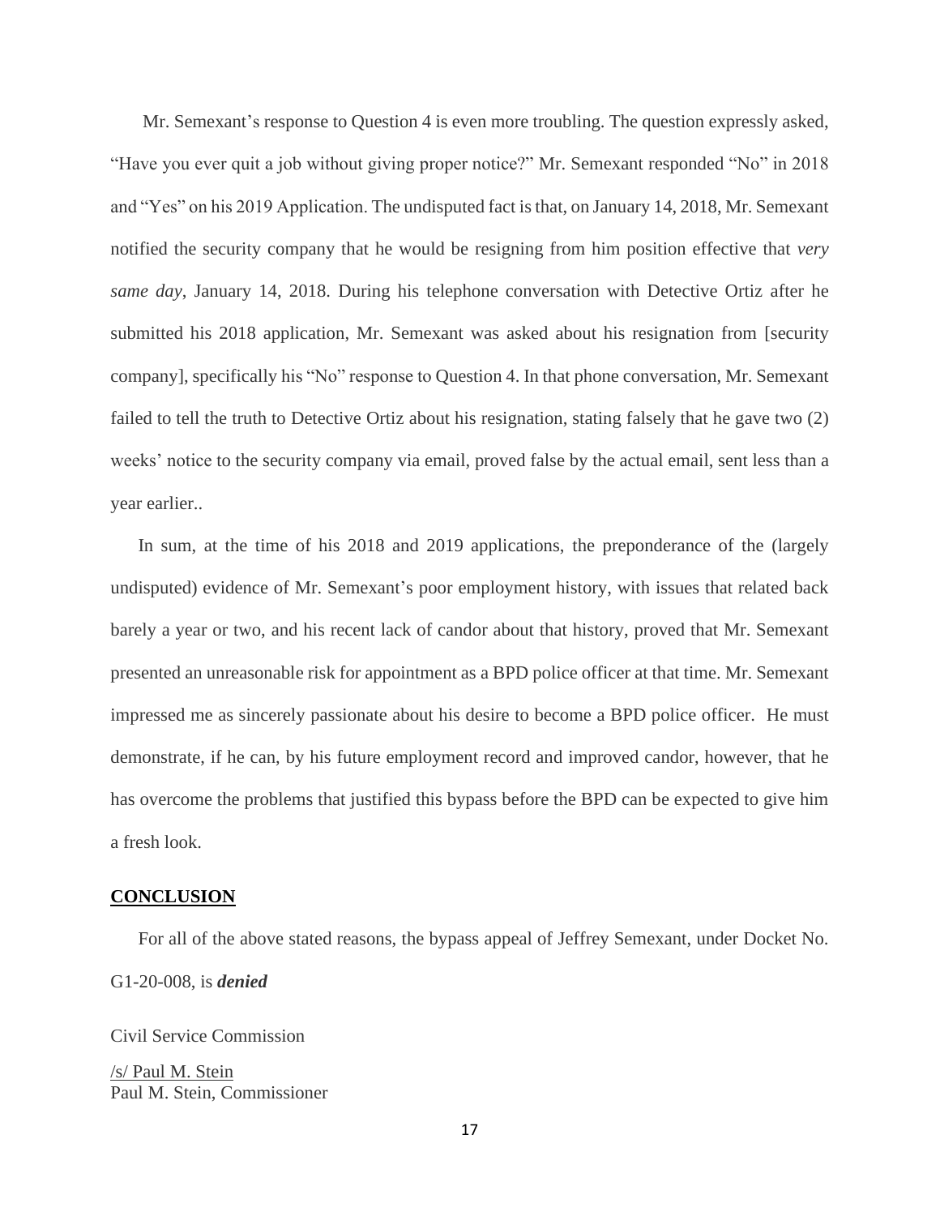Mr. Semexant's response to Question 4 is even more troubling. The question expressly asked, "Have you ever quit a job without giving proper notice?" Mr. Semexant responded "No" in 2018 and "Yes" on his 2019 Application. The undisputed fact is that, on January 14, 2018, Mr. Semexant notified the security company that he would be resigning from him position effective that *very same day*, January 14, 2018. During his telephone conversation with Detective Ortiz after he submitted his 2018 application, Mr. Semexant was asked about his resignation from [security company], specifically his "No" response to Question 4. In that phone conversation, Mr. Semexant failed to tell the truth to Detective Ortiz about his resignation, stating falsely that he gave two (2) weeks' notice to the security company via email, proved false by the actual email, sent less than a year earlier..

In sum, at the time of his 2018 and 2019 applications, the preponderance of the (largely undisputed) evidence of Mr. Semexant's poor employment history, with issues that related back barely a year or two, and his recent lack of candor about that history, proved that Mr. Semexant presented an unreasonable risk for appointment as a BPD police officer at that time. Mr. Semexant impressed me as sincerely passionate about his desire to become a BPD police officer. He must demonstrate, if he can, by his future employment record and improved candor, however, that he has overcome the problems that justified this bypass before the BPD can be expected to give him a fresh look.

## CONCLUSION

For all of the above stated reasons, the bypass appeal of Jeffrey Semexant, under Docket No. G1-20-008, is ***denied***

Civil Service Commission

/s/ Paul M. Stein
Paul M. Stein, Commissioner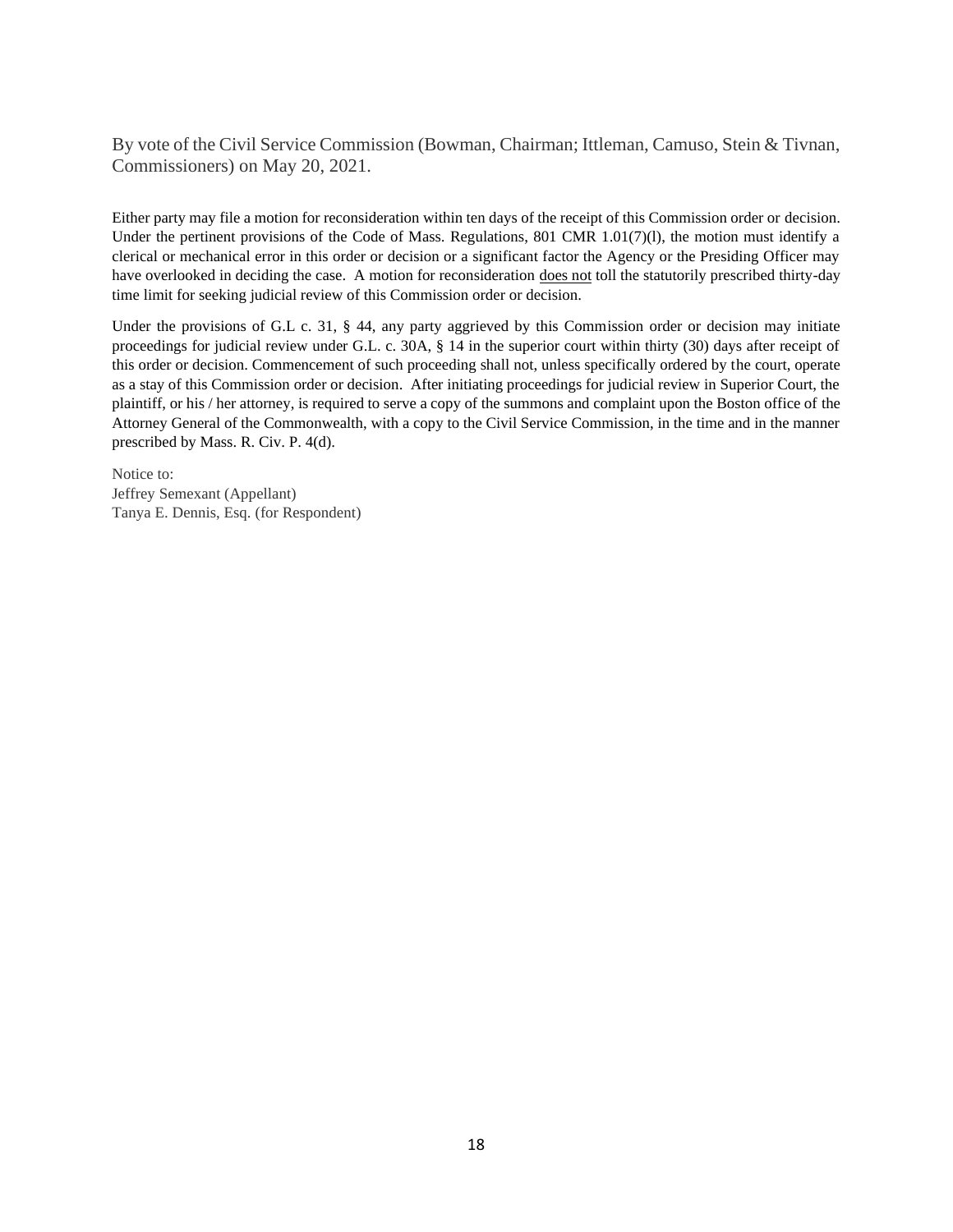By vote of the Civil Service Commission (Bowman, Chairman; Ittleman, Camuso, Stein & Tivnan, Commissioners) on May 20, 2021.

Either party may file a motion for reconsideration within ten days of the receipt of this Commission order or decision. Under the pertinent provisions of the Code of Mass. Regulations, 801 CMR 1.01(7)(l), the motion must identify a clerical or mechanical error in this order or decision or a significant factor the Agency or the Presiding Officer may have overlooked in deciding the case. A motion for reconsideration does not toll the statutorily prescribed thirty-day time limit for seeking judicial review of this Commission order or decision.

Under the provisions of G.L c. 31, § 44, any party aggrieved by this Commission order or decision may initiate proceedings for judicial review under G.L. c. 30A, § 14 in the superior court within thirty (30) days after receipt of this order or decision. Commencement of such proceeding shall not, unless specifically ordered by the court, operate as a stay of this Commission order or decision. After initiating proceedings for judicial review in Superior Court, the plaintiff, or his / her attorney, is required to serve a copy of the summons and complaint upon the Boston office of the Attorney General of the Commonwealth, with a copy to the Civil Service Commission, in the time and in the manner prescribed by Mass. R. Civ. P. 4(d).

Notice to:
Jeffrey Semexant (Appellant)
Tanya E. Dennis, Esq. (for Respondent)